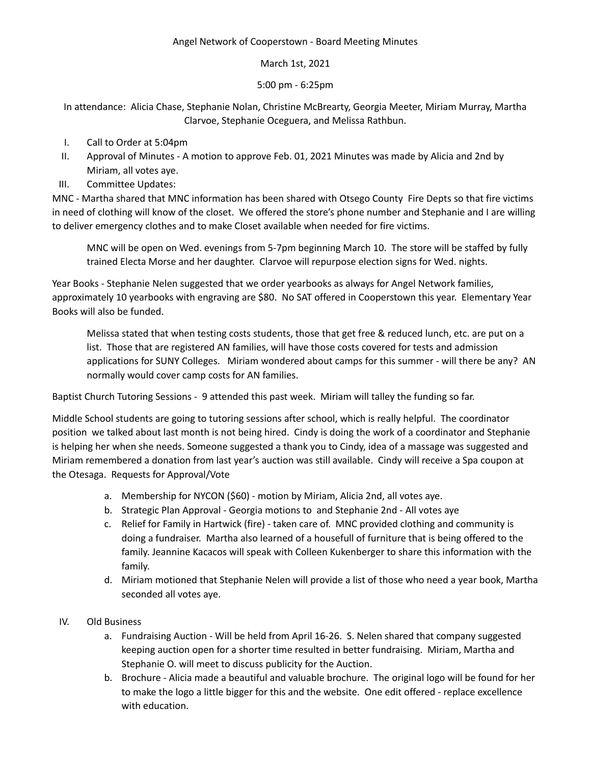Angel Network of Cooperstown - Board Meeting Minutes

March 1st, 2021

5:00 pm - 6:25pm

In attendance: Alicia Chase, Stephanie Nolan, Christine McBrearty, Georgia Meeter, Miriam Murray, Martha Clarvoe, Stephanie Oceguera, and Melissa Rathbun.

I. Call to Order at 5:04pm
II. Approval of Minutes - A motion to approve Feb. 01, 2021 Minutes was made by Alicia and 2nd by Miriam, all votes aye.
III. Committee Updates:

MNC - Martha shared that MNC information has been shared with Otsego County Fire Depts so that fire victims in need of clothing will know of the closet. We offered the store's phone number and Stephanie and I are willing to deliver emergency clothes and to make Closet available when needed for fire victims.

> MNC will be open on Wed. evenings from 5-7pm beginning March 10. The store will be staffed by fully trained Electa Morse and her daughter. Clarvoe will repurpose election signs for Wed. nights.

Year Books - Stephanie Nelen suggested that we order yearbooks as always for Angel Network families, approximately 10 yearbooks with engraving are $80. No SAT offered in Cooperstown this year. Elementary Year Books will also be funded.

> Melissa stated that when testing costs students, those that get free & reduced lunch, etc. are put on a list. Those that are registered AN families, will have those costs covered for tests and admission applications for SUNY Colleges. Miriam wondered about camps for this summer - will there be any? AN normally would cover camp costs for AN families.

Baptist Church Tutoring Sessions - 9 attended this past week. Miriam will talley the funding so far.

Middle School students are going to tutoring sessions after school, which is really helpful. The coordinator position we talked about last month is not being hired. Cindy is doing the work of a coordinator and Stephanie is helping her when she needs. Someone suggested a thank you to Cindy, idea of a massage was suggested and Miriam remembered a donation from last year's auction was still available. Cindy will receive a Spa coupon at the Otesaga. Requests for Approval/Vote

a. Membership for NYCON ($60) - motion by Miriam, Alicia 2nd, all votes aye.
b. Strategic Plan Approval - Georgia motions to and Stephanie 2nd - All votes aye
c. Relief for Family in Hartwick (fire) - taken care of. MNC provided clothing and community is doing a fundraiser. Martha also learned of a housefull of furniture that is being offered to the family. Jeannine Kacacos will speak with Colleen Kukenberger to share this information with the family.
d. Miriam motioned that Stephanie Nelen will provide a list of those who need a year book, Martha seconded all votes aye.

IV. Old Business
  a. Fundraising Auction - Will be held from April 16-26. S. Nelen shared that company suggested keeping auction open for a shorter time resulted in better fundraising. Miriam, Martha and Stephanie O. will meet to discuss publicity for the Auction.
  b. Brochure - Alicia made a beautiful and valuable brochure. The original logo will be found for her to make the logo a little bigger for this and the website. One edit offered - replace excellence with education.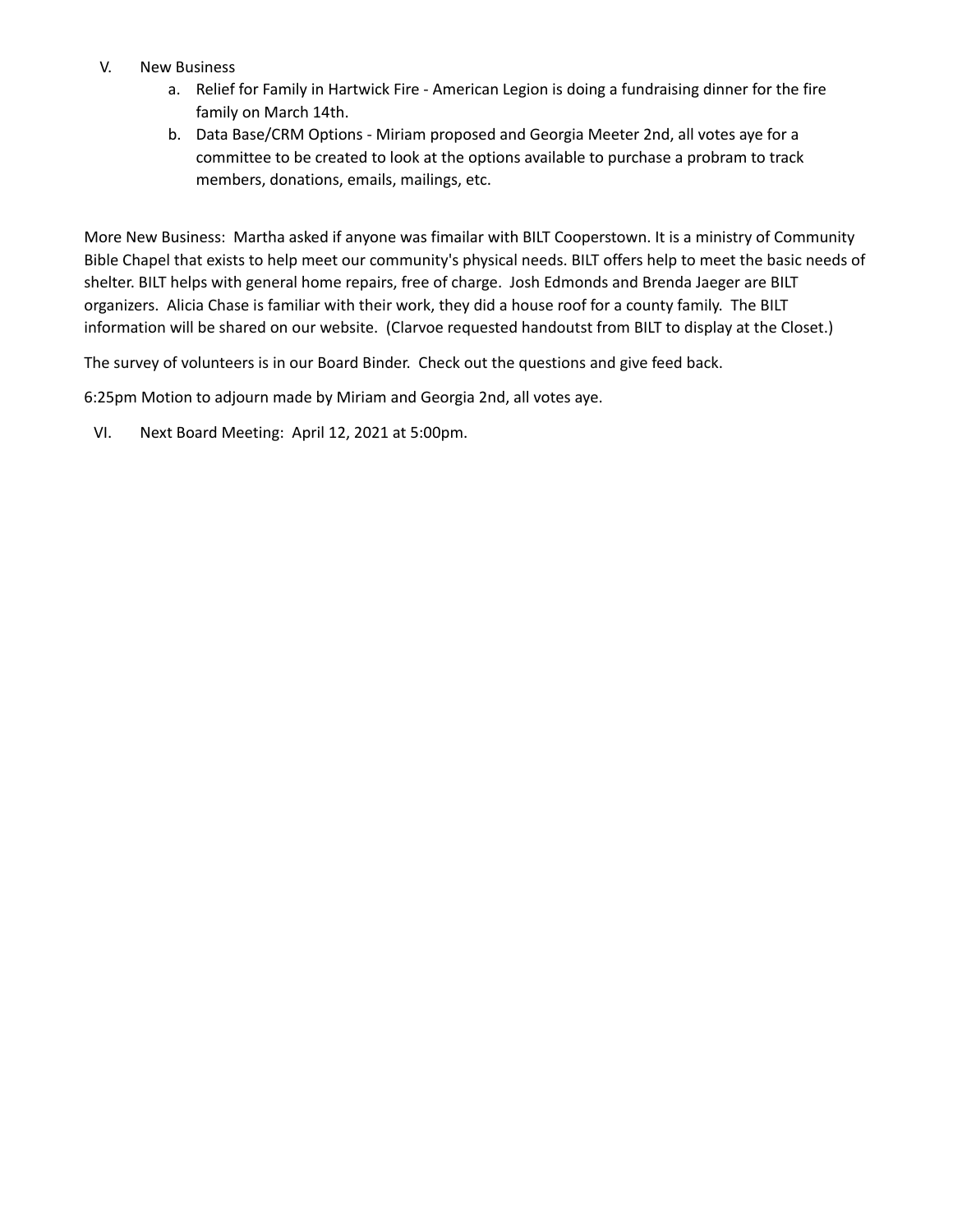V. New Business
   a. Relief for Family in Hartwick Fire - American Legion is doing a fundraising dinner for the fire family on March 14th.
   b. Data Base/CRM Options - Miriam proposed and Georgia Meeter 2nd, all votes aye for a committee to be created to look at the options available to purchase a probram to track members, donations, emails, mailings, etc.

More New Business: Martha asked if anyone was fimailar with BILT Cooperstown. It is a ministry of Community Bible Chapel that exists to help meet our community's physical needs. BILT offers help to meet the basic needs of shelter. BILT helps with general home repairs, free of charge. Josh Edmonds and Brenda Jaeger are BILT organizers. Alicia Chase is familiar with their work, they did a house roof for a county family. The BILT information will be shared on our website. (Clarvoe requested handoutst from BILT to display at the Closet.)

The survey of volunteers is in our Board Binder. Check out the questions and give feed back.

6:25pm Motion to adjourn made by Miriam and Georgia 2nd, all votes aye.

VI. Next Board Meeting: April 12, 2021 at 5:00pm.